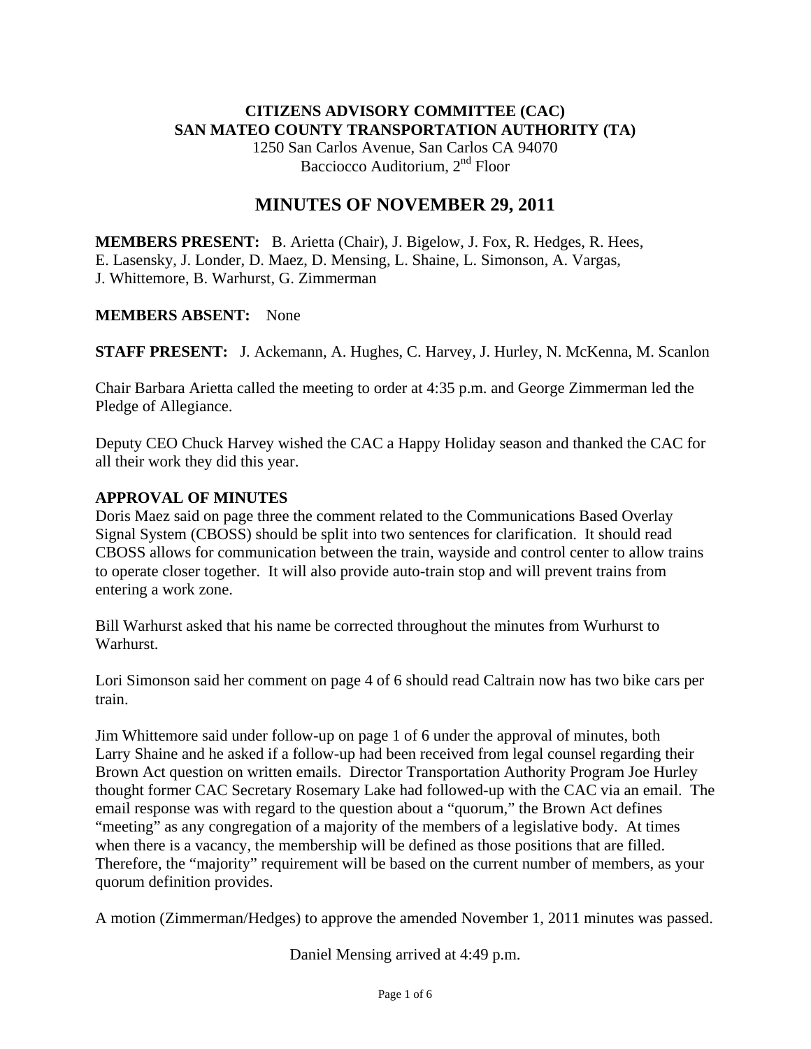**CITIZENS ADVISORY COMMITTEE (CAC)**
**SAN MATEO COUNTY TRANSPORTATION AUTHORITY (TA)**
1250 San Carlos Avenue, San Carlos CA 94070
Bacciocco Auditorium, 2nd Floor

# MINUTES OF NOVEMBER 29, 2011

**MEMBERS PRESENT:** B. Arietta (Chair), J. Bigelow, J. Fox, R. Hedges, R. Hees, E. Lasensky, J. Londer, D. Maez, D. Mensing, L. Shaine, L. Simonson, A. Vargas, J. Whittemore, B. Warhurst, G. Zimmerman

**MEMBERS ABSENT:** None

**STAFF PRESENT:** J. Ackemann, A. Hughes, C. Harvey, J. Hurley, N. McKenna, M. Scanlon

Chair Barbara Arietta called the meeting to order at 4:35 p.m. and George Zimmerman led the Pledge of Allegiance.

Deputy CEO Chuck Harvey wished the CAC a Happy Holiday season and thanked the CAC for all their work they did this year.

**APPROVAL OF MINUTES**

Doris Maez said on page three the comment related to the Communications Based Overlay Signal System (CBOSS) should be split into two sentences for clarification. It should read CBOSS allows for communication between the train, wayside and control center to allow trains to operate closer together. It will also provide auto-train stop and will prevent trains from entering a work zone.

Bill Warhurst asked that his name be corrected throughout the minutes from Wurhurst to Warhurst.

Lori Simonson said her comment on page 4 of 6 should read Caltrain now has two bike cars per train.

Jim Whittemore said under follow-up on page 1 of 6 under the approval of minutes, both Larry Shaine and he asked if a follow-up had been received from legal counsel regarding their Brown Act question on written emails. Director Transportation Authority Program Joe Hurley thought former CAC Secretary Rosemary Lake had followed-up with the CAC via an email. The email response was with regard to the question about a "quorum," the Brown Act defines "meeting" as any congregation of a majority of the members of a legislative body. At times when there is a vacancy, the membership will be defined as those positions that are filled. Therefore, the "majority" requirement will be based on the current number of members, as your quorum definition provides.

A motion (Zimmerman/Hedges) to approve the amended November 1, 2011 minutes was passed.

Daniel Mensing arrived at 4:49 p.m.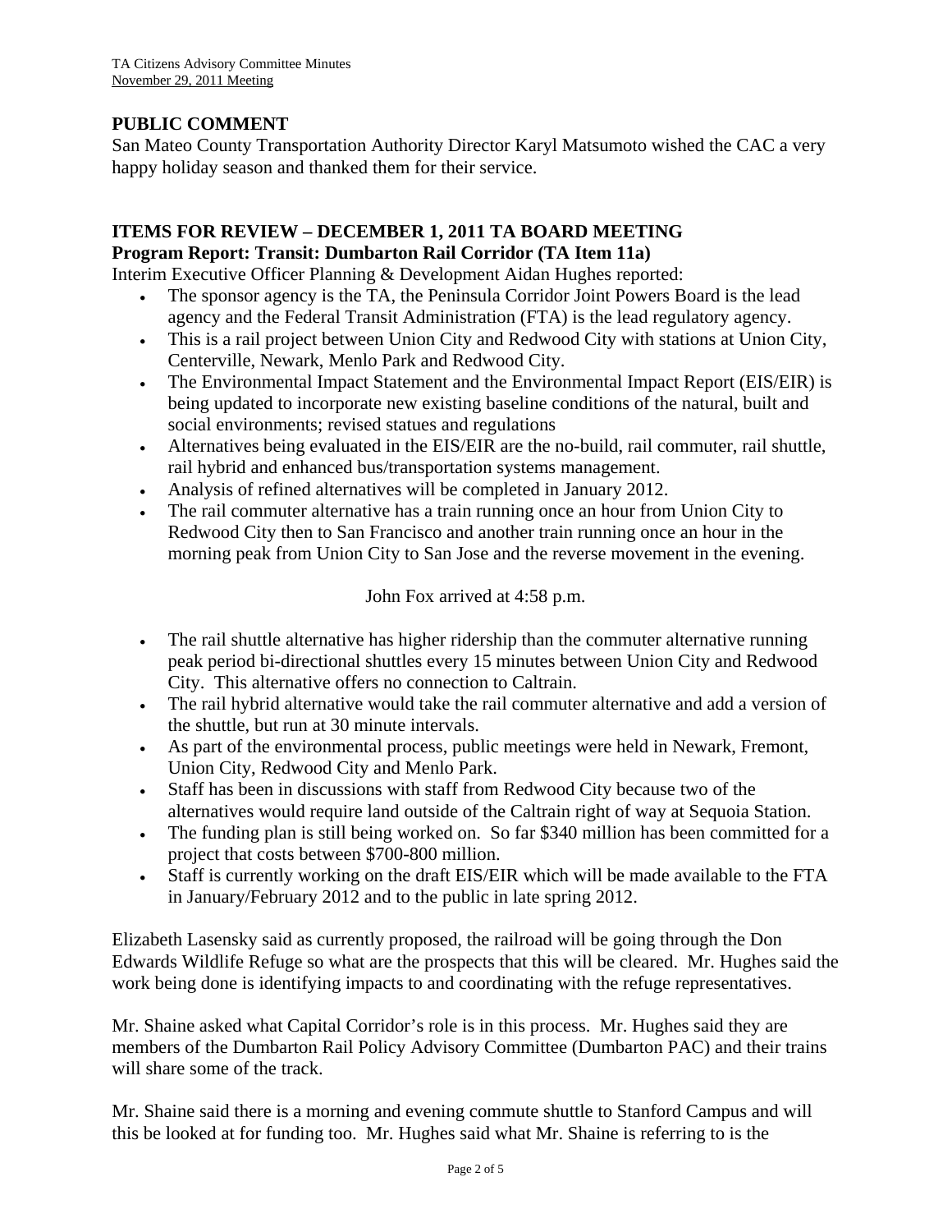## PUBLIC COMMENT

San Mateo County Transportation Authority Director Karyl Matsumoto wished the CAC a very happy holiday season and thanked them for their service.

## ITEMS FOR REVIEW – DECEMBER 1, 2011 TA BOARD MEETING

### Program Report: Transit: Dumbarton Rail Corridor (TA Item 11a)

Interim Executive Officer Planning & Development Aidan Hughes reported:

- The sponsor agency is the TA, the Peninsula Corridor Joint Powers Board is the lead agency and the Federal Transit Administration (FTA) is the lead regulatory agency.
- This is a rail project between Union City and Redwood City with stations at Union City, Centerville, Newark, Menlo Park and Redwood City.
- The Environmental Impact Statement and the Environmental Impact Report (EIS/EIR) is being updated to incorporate new existing baseline conditions of the natural, built and social environments; revised statues and regulations
- Alternatives being evaluated in the EIS/EIR are the no-build, rail commuter, rail shuttle, rail hybrid and enhanced bus/transportation systems management.
- Analysis of refined alternatives will be completed in January 2012.
- The rail commuter alternative has a train running once an hour from Union City to Redwood City then to San Francisco and another train running once an hour in the morning peak from Union City to San Jose and the reverse movement in the evening.

John Fox arrived at 4:58 p.m.

- The rail shuttle alternative has higher ridership than the commuter alternative running peak period bi-directional shuttles every 15 minutes between Union City and Redwood City. This alternative offers no connection to Caltrain.
- The rail hybrid alternative would take the rail commuter alternative and add a version of the shuttle, but run at 30 minute intervals.
- As part of the environmental process, public meetings were held in Newark, Fremont, Union City, Redwood City and Menlo Park.
- Staff has been in discussions with staff from Redwood City because two of the alternatives would require land outside of the Caltrain right of way at Sequoia Station.
- The funding plan is still being worked on. So far $340 million has been committed for a project that costs between $700-800 million.
- Staff is currently working on the draft EIS/EIR which will be made available to the FTA in January/February 2012 and to the public in late spring 2012.

Elizabeth Lasensky said as currently proposed, the railroad will be going through the Don Edwards Wildlife Refuge so what are the prospects that this will be cleared. Mr. Hughes said the work being done is identifying impacts to and coordinating with the refuge representatives.

Mr. Shaine asked what Capital Corridor's role is in this process. Mr. Hughes said they are members of the Dumbarton Rail Policy Advisory Committee (Dumbarton PAC) and their trains will share some of the track.

Mr. Shaine said there is a morning and evening commute shuttle to Stanford Campus and will this be looked at for funding too. Mr. Hughes said what Mr. Shaine is referring to is the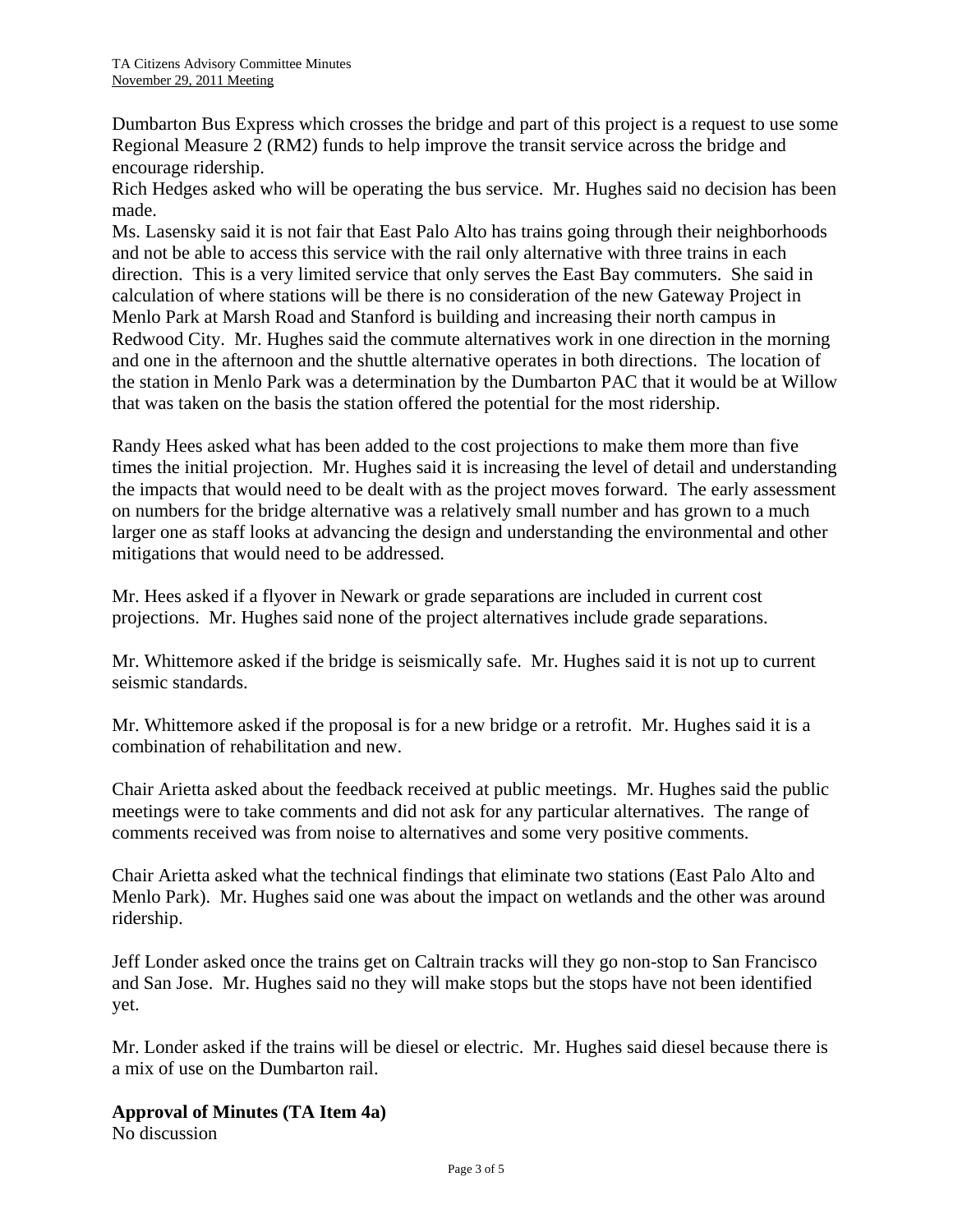Dumbarton Bus Express which crosses the bridge and part of this project is a request to use some Regional Measure 2 (RM2) funds to help improve the transit service across the bridge and encourage ridership.

Rich Hedges asked who will be operating the bus service. Mr. Hughes said no decision has been made.

Ms. Lasensky said it is not fair that East Palo Alto has trains going through their neighborhoods and not be able to access this service with the rail only alternative with three trains in each direction. This is a very limited service that only serves the East Bay commuters. She said in calculation of where stations will be there is no consideration of the new Gateway Project in Menlo Park at Marsh Road and Stanford is building and increasing their north campus in Redwood City. Mr. Hughes said the commute alternatives work in one direction in the morning and one in the afternoon and the shuttle alternative operates in both directions. The location of the station in Menlo Park was a determination by the Dumbarton PAC that it would be at Willow that was taken on the basis the station offered the potential for the most ridership.

Randy Hees asked what has been added to the cost projections to make them more than five times the initial projection. Mr. Hughes said it is increasing the level of detail and understanding the impacts that would need to be dealt with as the project moves forward. The early assessment on numbers for the bridge alternative was a relatively small number and has grown to a much larger one as staff looks at advancing the design and understanding the environmental and other mitigations that would need to be addressed.

Mr. Hees asked if a flyover in Newark or grade separations are included in current cost projections. Mr. Hughes said none of the project alternatives include grade separations.

Mr. Whittemore asked if the bridge is seismically safe. Mr. Hughes said it is not up to current seismic standards.

Mr. Whittemore asked if the proposal is for a new bridge or a retrofit. Mr. Hughes said it is a combination of rehabilitation and new.

Chair Arietta asked about the feedback received at public meetings. Mr. Hughes said the public meetings were to take comments and did not ask for any particular alternatives. The range of comments received was from noise to alternatives and some very positive comments.

Chair Arietta asked what the technical findings that eliminate two stations (East Palo Alto and Menlo Park). Mr. Hughes said one was about the impact on wetlands and the other was around ridership.

Jeff Londer asked once the trains get on Caltrain tracks will they go non-stop to San Francisco and San Jose. Mr. Hughes said no they will make stops but the stops have not been identified yet.

Mr. Londer asked if the trains will be diesel or electric. Mr. Hughes said diesel because there is a mix of use on the Dumbarton rail.

**Approval of Minutes (TA Item 4a)**

No discussion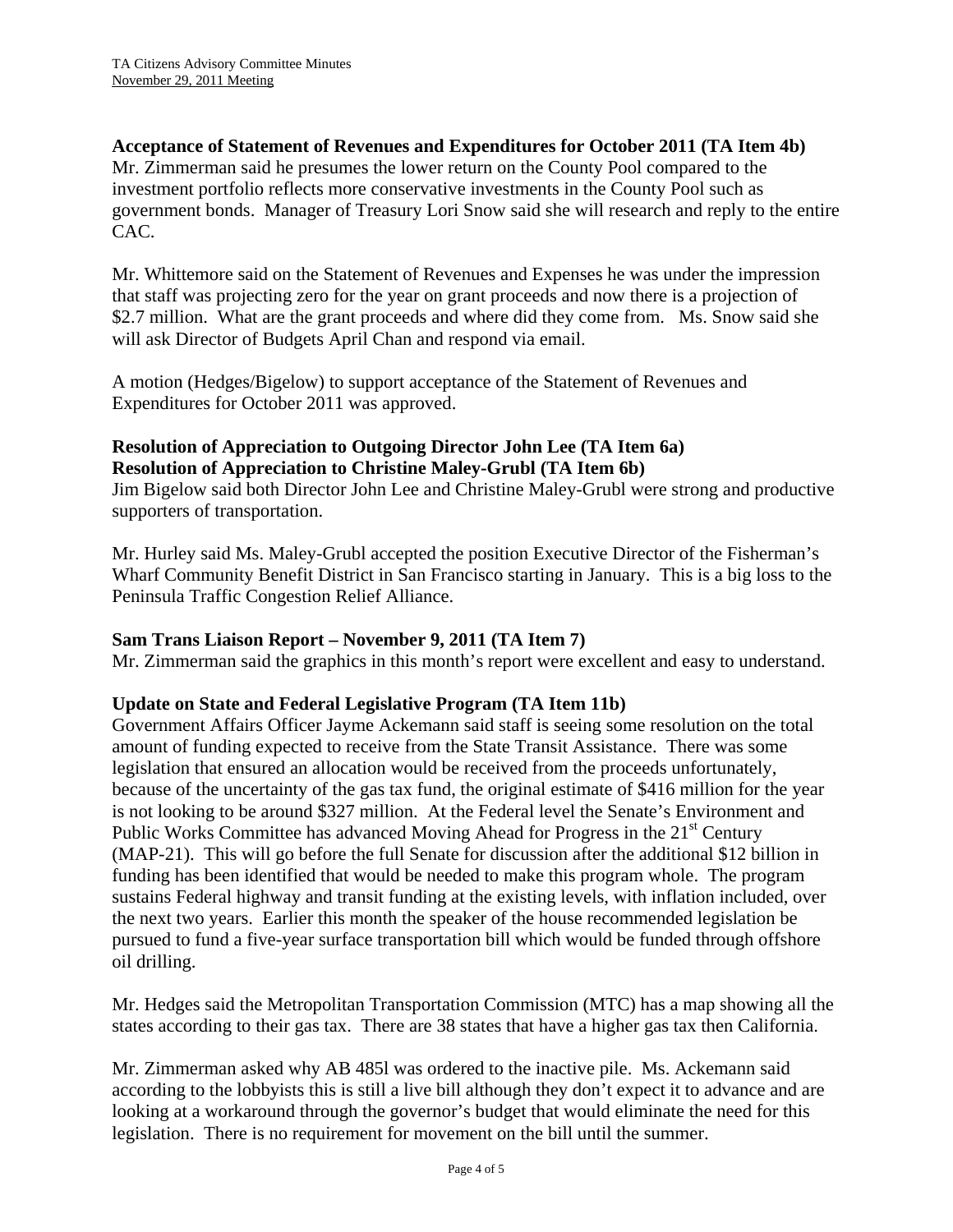**Acceptance of Statement of Revenues and Expenditures for October 2011 (TA Item 4b)**
Mr. Zimmerman said he presumes the lower return on the County Pool compared to the investment portfolio reflects more conservative investments in the County Pool such as government bonds. Manager of Treasury Lori Snow said she will research and reply to the entire CAC.

Mr. Whittemore said on the Statement of Revenues and Expenses he was under the impression that staff was projecting zero for the year on grant proceeds and now there is a projection of \$2.7 million. What are the grant proceeds and where did they come from. Ms. Snow said she will ask Director of Budgets April Chan and respond via email.

A motion (Hedges/Bigelow) to support acceptance of the Statement of Revenues and Expenditures for October 2011 was approved.

**Resolution of Appreciation to Outgoing Director John Lee (TA Item 6a)**
**Resolution of Appreciation to Christine Maley-Grubl (TA Item 6b)**
Jim Bigelow said both Director John Lee and Christine Maley-Grubl were strong and productive supporters of transportation.

Mr. Hurley said Ms. Maley-Grubl accepted the position Executive Director of the Fisherman's Wharf Community Benefit District in San Francisco starting in January. This is a big loss to the Peninsula Traffic Congestion Relief Alliance.

**Sam Trans Liaison Report – November 9, 2011 (TA Item 7)**
Mr. Zimmerman said the graphics in this month's report were excellent and easy to understand.

**Update on State and Federal Legislative Program (TA Item 11b)**
Government Affairs Officer Jayme Ackemann said staff is seeing some resolution on the total amount of funding expected to receive from the State Transit Assistance. There was some legislation that ensured an allocation would be received from the proceeds unfortunately, because of the uncertainty of the gas tax fund, the original estimate of \$416 million for the year is not looking to be around \$327 million. At the Federal level the Senate's Environment and Public Works Committee has advanced Moving Ahead for Progress in the 21st Century (MAP-21). This will go before the full Senate for discussion after the additional \$12 billion in funding has been identified that would be needed to make this program whole. The program sustains Federal highway and transit funding at the existing levels, with inflation included, over the next two years. Earlier this month the speaker of the house recommended legislation be pursued to fund a five-year surface transportation bill which would be funded through offshore oil drilling.

Mr. Hedges said the Metropolitan Transportation Commission (MTC) has a map showing all the states according to their gas tax. There are 38 states that have a higher gas tax then California.

Mr. Zimmerman asked why AB 485l was ordered to the inactive pile. Ms. Ackemann said according to the lobbyists this is still a live bill although they don't expect it to advance and are looking at a workaround through the governor's budget that would eliminate the need for this legislation. There is no requirement for movement on the bill until the summer.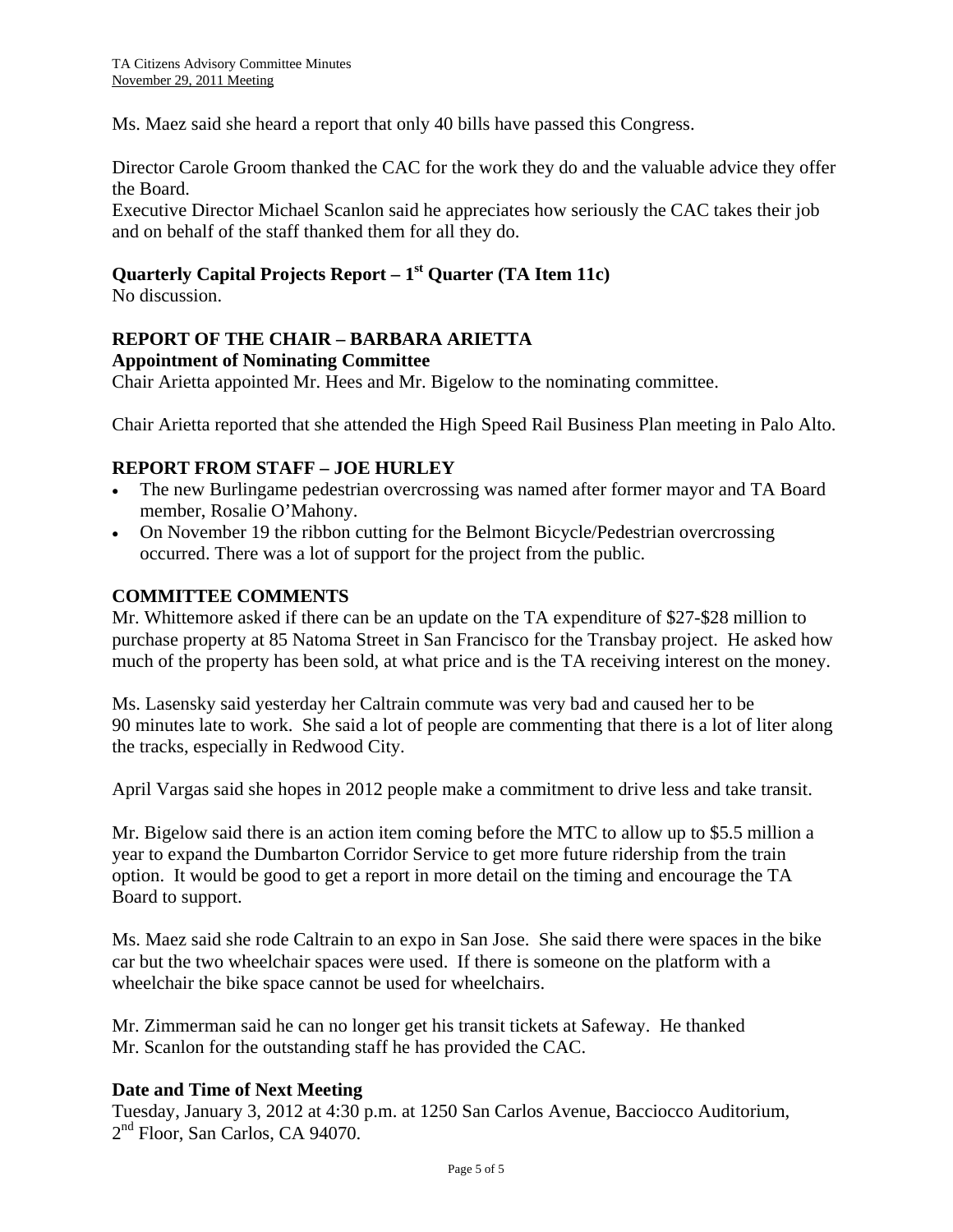Ms. Maez said she heard a report that only 40 bills have passed this Congress.

Director Carole Groom thanked the CAC for the work they do and the valuable advice they offer the Board.

Executive Director Michael Scanlon said he appreciates how seriously the CAC takes their job and on behalf of the staff thanked them for all they do.

**Quarterly Capital Projects Report – 1st Quarter (TA Item 11c)**

No discussion.

**REPORT OF THE CHAIR – BARBARA ARIETTA**

**Appointment of Nominating Committee**

Chair Arietta appointed Mr. Hees and Mr. Bigelow to the nominating committee.

Chair Arietta reported that she attended the High Speed Rail Business Plan meeting in Palo Alto.

**REPORT FROM STAFF – JOE HURLEY**

- The new Burlingame pedestrian overcrossing was named after former mayor and TA Board member, Rosalie O'Mahony.
- On November 19 the ribbon cutting for the Belmont Bicycle/Pedestrian overcrossing occurred. There was a lot of support for the project from the public.

**COMMITTEE COMMENTS**

Mr. Whittemore asked if there can be an update on the TA expenditure of $27-$28 million to purchase property at 85 Natoma Street in San Francisco for the Transbay project. He asked how much of the property has been sold, at what price and is the TA receiving interest on the money.

Ms. Lasensky said yesterday her Caltrain commute was very bad and caused her to be 90 minutes late to work. She said a lot of people are commenting that there is a lot of liter along the tracks, especially in Redwood City.

April Vargas said she hopes in 2012 people make a commitment to drive less and take transit.

Mr. Bigelow said there is an action item coming before the MTC to allow up to $5.5 million a year to expand the Dumbarton Corridor Service to get more future ridership from the train option. It would be good to get a report in more detail on the timing and encourage the TA Board to support.

Ms. Maez said she rode Caltrain to an expo in San Jose. She said there were spaces in the bike car but the two wheelchair spaces were used. If there is someone on the platform with a wheelchair the bike space cannot be used for wheelchairs.

Mr. Zimmerman said he can no longer get his transit tickets at Safeway. He thanked Mr. Scanlon for the outstanding staff he has provided the CAC.

**Date and Time of Next Meeting**

Tuesday, January 3, 2012 at 4:30 p.m. at 1250 San Carlos Avenue, Bacciocco Auditorium, 2nd Floor, San Carlos, CA 94070.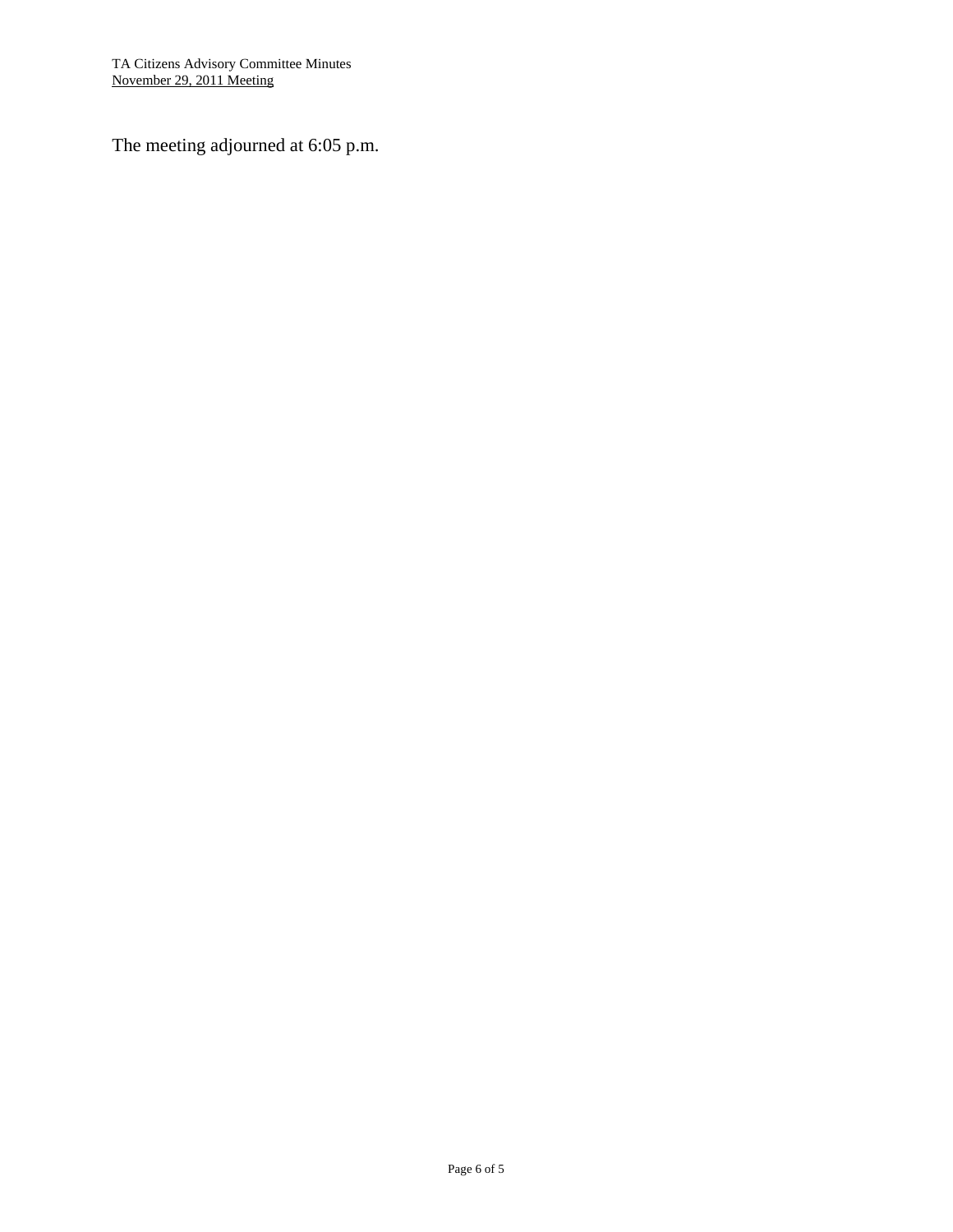The meeting adjourned at 6:05 p.m.